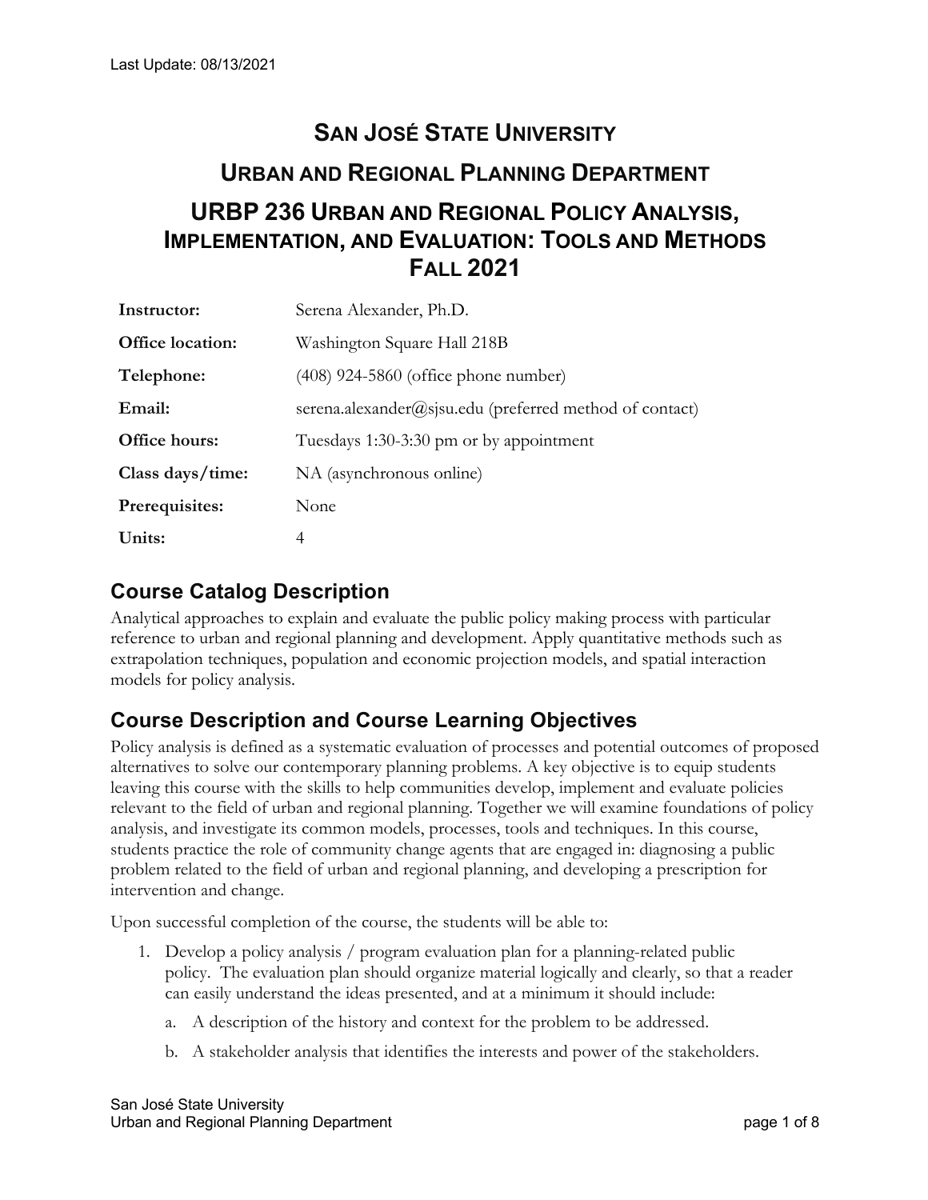Last Update: 08/13/2021

# San José State University

## Urban and Regional Planning Department

## URBP 236 Urban and Regional Policy Analysis, Implementation, and Evaluation: Tools and Methods Fall 2021

| | |
|---|---|
| **Instructor:** | Serena Alexander, Ph.D. |
| **Office location:** | Washington Square Hall 218B |
| **Telephone:** | (408) 924-5860 (office phone number) |
| **Email:** | serena.alexander@sjsu.edu (preferred method of contact) |
| **Office hours:** | Tuesdays 1:30-3:30 pm or by appointment |
| **Class days/time:** | NA (asynchronous online) |
| **Prerequisites:** | None |
| **Units:** | 4 |

## Course Catalog Description

Analytical approaches to explain and evaluate the public policy making process with particular reference to urban and regional planning and development. Apply quantitative methods such as extrapolation techniques, population and economic projection models, and spatial interaction models for policy analysis.

## Course Description and Course Learning Objectives

Policy analysis is defined as a systematic evaluation of processes and potential outcomes of proposed alternatives to solve our contemporary planning problems. A key objective is to equip students leaving this course with the skills to help communities develop, implement and evaluate policies relevant to the field of urban and regional planning. Together we will examine foundations of policy analysis, and investigate its common models, processes, tools and techniques. In this course, students practice the role of community change agents that are engaged in: diagnosing a public problem related to the field of urban and regional planning, and developing a prescription for intervention and change.

Upon successful completion of the course, the students will be able to:

1. Develop a policy analysis / program evaluation plan for a planning-related public policy. The evaluation plan should organize material logically and clearly, so that a reader can easily understand the ideas presented, and at a minimum it should include:
    a. A description of the history and context for the problem to be addressed.
    b. A stakeholder analysis that identifies the interests and power of the stakeholders.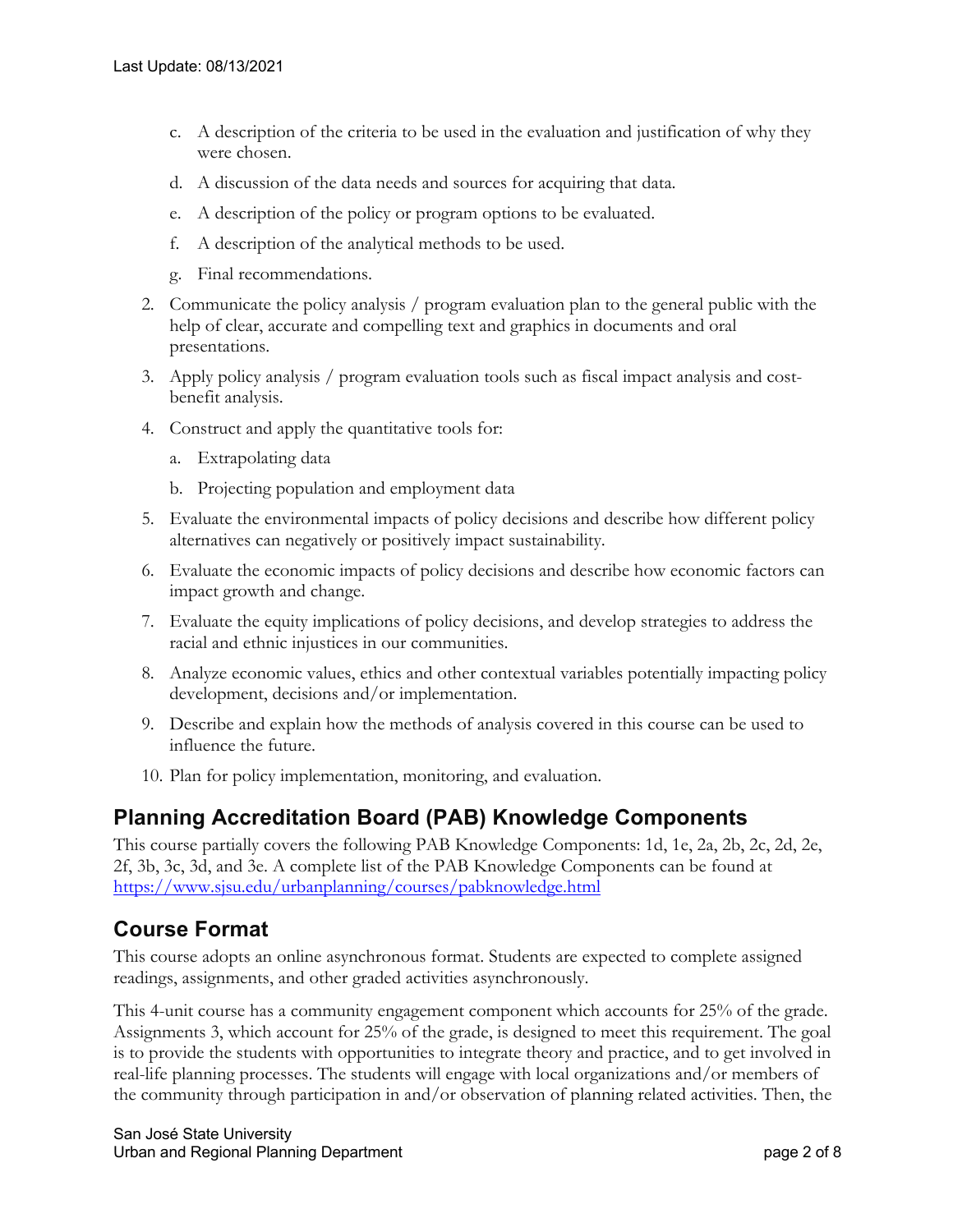c. A description of the criteria to be used in the evaluation and justification of why they were chosen.

d. A discussion of the data needs and sources for acquiring that data.

e. A description of the policy or program options to be evaluated.

f. A description of the analytical methods to be used.

g. Final recommendations.

2. Communicate the policy analysis / program evaluation plan to the general public with the help of clear, accurate and compelling text and graphics in documents and oral presentations.
3. Apply policy analysis / program evaluation tools such as fiscal impact analysis and cost-benefit analysis.
4. Construct and apply the quantitative tools for:
   a. Extrapolating data
   b. Projecting population and employment data
5. Evaluate the environmental impacts of policy decisions and describe how different policy alternatives can negatively or positively impact sustainability.
6. Evaluate the economic impacts of policy decisions and describe how economic factors can impact growth and change.
7. Evaluate the equity implications of policy decisions, and develop strategies to address the racial and ethnic injustices in our communities.
8. Analyze economic values, ethics and other contextual variables potentially impacting policy development, decisions and/or implementation.
9. Describe and explain how the methods of analysis covered in this course can be used to influence the future.
10. Plan for policy implementation, monitoring, and evaluation.

## Planning Accreditation Board (PAB) Knowledge Components

This course partially covers the following PAB Knowledge Components: 1d, 1e, 2a, 2b, 2c, 2d, 2e, 2f, 3b, 3c, 3d, and 3e. A complete list of the PAB Knowledge Components can be found at https://www.sjsu.edu/urbanplanning/courses/pabknowledge.html

## Course Format

This course adopts an online asynchronous format. Students are expected to complete assigned readings, assignments, and other graded activities asynchronously.

This 4-unit course has a community engagement component which accounts for 25% of the grade. Assignments 3, which account for 25% of the grade, is designed to meet this requirement. The goal is to provide the students with opportunities to integrate theory and practice, and to get involved in real-life planning processes. The students will engage with local organizations and/or members of the community through participation in and/or observation of planning related activities. Then, the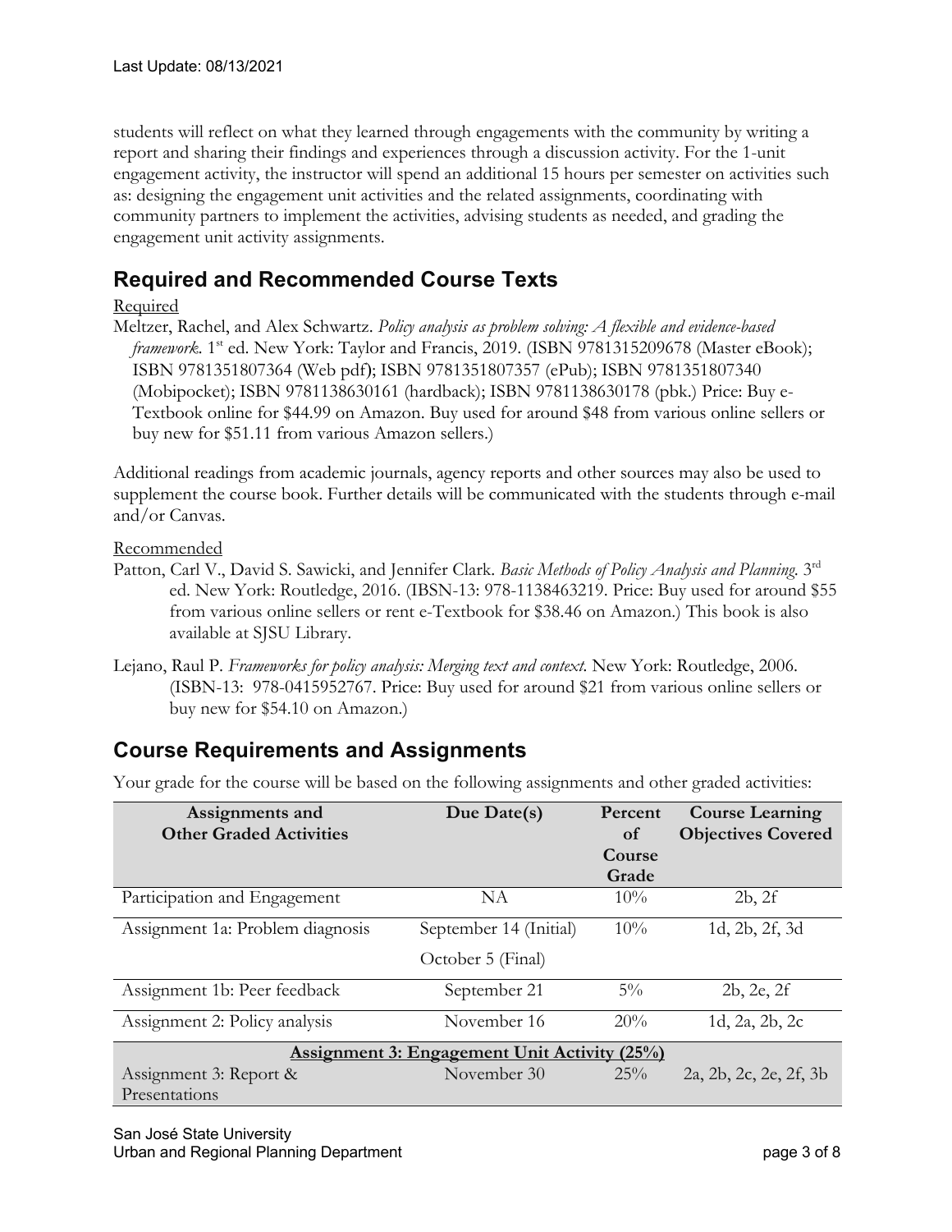students will reflect on what they learned through engagements with the community by writing a report and sharing their findings and experiences through a discussion activity. For the 1-unit engagement activity, the instructor will spend an additional 15 hours per semester on activities such as: designing the engagement unit activities and the related assignments, coordinating with community partners to implement the activities, advising students as needed, and grading the engagement unit activity assignments.

## Required and Recommended Course Texts

Required

Meltzer, Rachel, and Alex Schwartz. *Policy analysis as problem solving: A flexible and evidence-based framework.* 1st ed. New York: Taylor and Francis, 2019. (ISBN 9781315209678 (Master eBook); ISBN 9781351807364 (Web pdf); ISBN 9781351807357 (ePub); ISBN 9781351807340 (Mobipocket); ISBN 9781138630161 (hardback); ISBN 9781138630178 (pbk.) Price: Buy e-Textbook online for $44.99 on Amazon. Buy used for around $48 from various online sellers or buy new for $51.11 from various Amazon sellers.)

Additional readings from academic journals, agency reports and other sources may also be used to supplement the course book. Further details will be communicated with the students through e-mail and/or Canvas.

Recommended

Patton, Carl V., David S. Sawicki, and Jennifer Clark. *Basic Methods of Policy Analysis and Planning.* 3rd ed. New York: Routledge, 2016. (IBSN-13: 978-1138463219. Price: Buy used for around $55 from various online sellers or rent e-Textbook for $38.46 on Amazon.) This book is also available at SJSU Library.

Lejano, Raul P. *Frameworks for policy analysis: Merging text and context.* New York: Routledge, 2006. (ISBN-13: 978-0415952767. Price: Buy used for around $21 from various online sellers or buy new for $54.10 on Amazon.)

## Course Requirements and Assignments

Your grade for the course will be based on the following assignments and other graded activities:

| Assignments and Other Graded Activities | Due Date(s) | Percent of Course Grade | Course Learning Objectives Covered |
|---|---|---|---|
| Participation and Engagement | NA | 10% | 2b, 2f |
| Assignment 1a: Problem diagnosis | September 14 (Initial)<br>October 5 (Final) | 10% | 1d, 2b, 2f, 3d |
| Assignment 1b: Peer feedback | September 21 | 5% | 2b, 2e, 2f |
| Assignment 2: Policy analysis | November 16 | 20% | 1d, 2a, 2b, 2c |
| **Assignment 3: Engagement Unit Activity (25%)** | | | |
| Assignment 3: Report & Presentations | November 30 | 25% | 2a, 2b, 2c, 2e, 2f, 3b |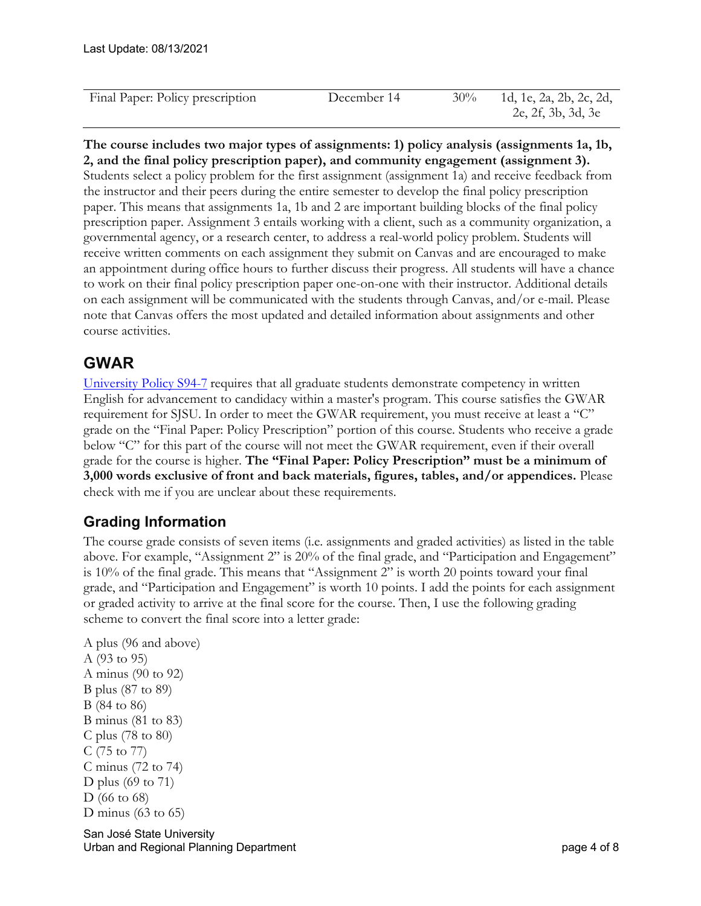| Final Paper: Policy prescription | December 14 | 30% | 1d, 1e, 2a, 2b, 2c, 2d, 2e, 2f, 3b, 3d, 3e |
|---|---|---|---|

**The course includes two major types of assignments: 1) policy analysis (assignments 1a, 1b, 2, and the final policy prescription paper), and community engagement (assignment 3).** Students select a policy problem for the first assignment (assignment 1a) and receive feedback from the instructor and their peers during the entire semester to develop the final policy prescription paper. This means that assignments 1a, 1b and 2 are important building blocks of the final policy prescription paper. Assignment 3 entails working with a client, such as a community organization, a governmental agency, or a research center, to address a real-world policy problem. Students will receive written comments on each assignment they submit on Canvas and are encouraged to make an appointment during office hours to further discuss their progress. All students will have a chance to work on their final policy prescription paper one-on-one with their instructor. Additional details on each assignment will be communicated with the students through Canvas, and/or e-mail. Please note that Canvas offers the most updated and detailed information about assignments and other course activities.

## GWAR

University Policy S94-7 requires that all graduate students demonstrate competency in written English for advancement to candidacy within a master's program. This course satisfies the GWAR requirement for SJSU. In order to meet the GWAR requirement, you must receive at least a "C" grade on the "Final Paper: Policy Prescription" portion of this course. Students who receive a grade below "C" for this part of the course will not meet the GWAR requirement, even if their overall grade for the course is higher. **The "Final Paper: Policy Prescription" must be a minimum of 3,000 words exclusive of front and back materials, figures, tables, and/or appendices.** Please check with me if you are unclear about these requirements.

## Grading Information

The course grade consists of seven items (i.e. assignments and graded activities) as listed in the table above. For example, "Assignment 2" is 20% of the final grade, and "Participation and Engagement" is 10% of the final grade. This means that "Assignment 2" is worth 20 points toward your final grade, and "Participation and Engagement" is worth 10 points. I add the points for each assignment or graded activity to arrive at the final score for the course. Then, I use the following grading scheme to convert the final score into a letter grade:

A plus (96 and above)
A (93 to 95)
A minus (90 to 92)
B plus (87 to 89)
B (84 to 86)
B minus (81 to 83)
C plus (78 to 80)
C (75 to 77)
C minus (72 to 74)
D plus (69 to 71)
D (66 to 68)
D minus (63 to 65)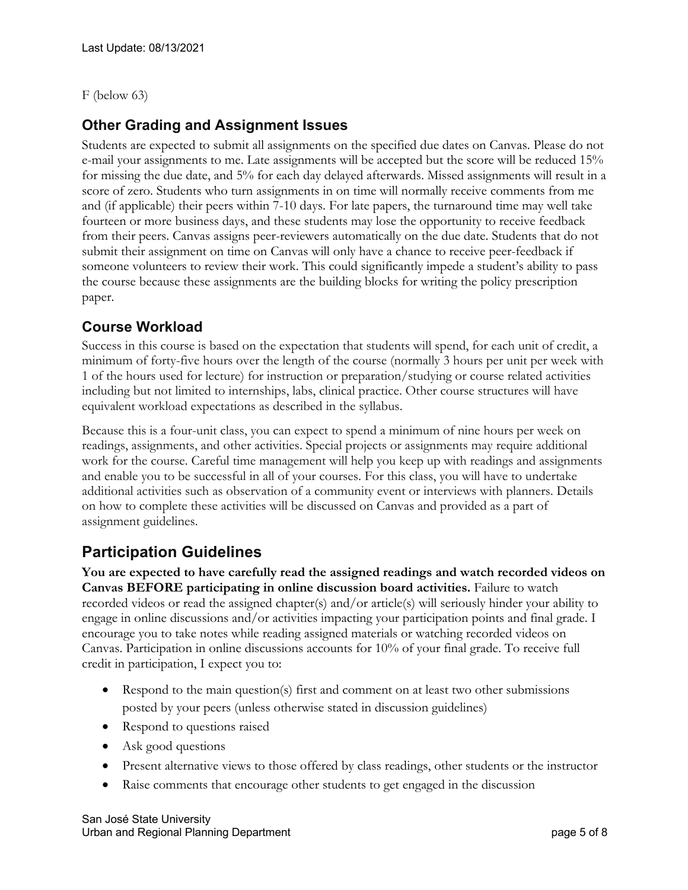F (below 63)

## Other Grading and Assignment Issues

Students are expected to submit all assignments on the specified due dates on Canvas. Please do not e-mail your assignments to me. Late assignments will be accepted but the score will be reduced 15% for missing the due date, and 5% for each day delayed afterwards. Missed assignments will result in a score of zero. Students who turn assignments in on time will normally receive comments from me and (if applicable) their peers within 7-10 days. For late papers, the turnaround time may well take fourteen or more business days, and these students may lose the opportunity to receive feedback from their peers. Canvas assigns peer-reviewers automatically on the due date. Students that do not submit their assignment on time on Canvas will only have a chance to receive peer-feedback if someone volunteers to review their work. This could significantly impede a student's ability to pass the course because these assignments are the building blocks for writing the policy prescription paper.

## Course Workload

Success in this course is based on the expectation that students will spend, for each unit of credit, a minimum of forty-five hours over the length of the course (normally 3 hours per unit per week with 1 of the hours used for lecture) for instruction or preparation/studying or course related activities including but not limited to internships, labs, clinical practice. Other course structures will have equivalent workload expectations as described in the syllabus.

Because this is a four-unit class, you can expect to spend a minimum of nine hours per week on readings, assignments, and other activities. Special projects or assignments may require additional work for the course. Careful time management will help you keep up with readings and assignments and enable you to be successful in all of your courses. For this class, you will have to undertake additional activities such as observation of a community event or interviews with planners. Details on how to complete these activities will be discussed on Canvas and provided as a part of assignment guidelines.

## Participation Guidelines

**You are expected to have carefully read the assigned readings and watch recorded videos on Canvas BEFORE participating in online discussion board activities.** Failure to watch recorded videos or read the assigned chapter(s) and/or article(s) will seriously hinder your ability to engage in online discussions and/or activities impacting your participation points and final grade. I encourage you to take notes while reading assigned materials or watching recorded videos on Canvas. Participation in online discussions accounts for 10% of your final grade. To receive full credit in participation, I expect you to:

- Respond to the main question(s) first and comment on at least two other submissions posted by your peers (unless otherwise stated in discussion guidelines)
- Respond to questions raised
- Ask good questions
- Present alternative views to those offered by class readings, other students or the instructor
- Raise comments that encourage other students to get engaged in the discussion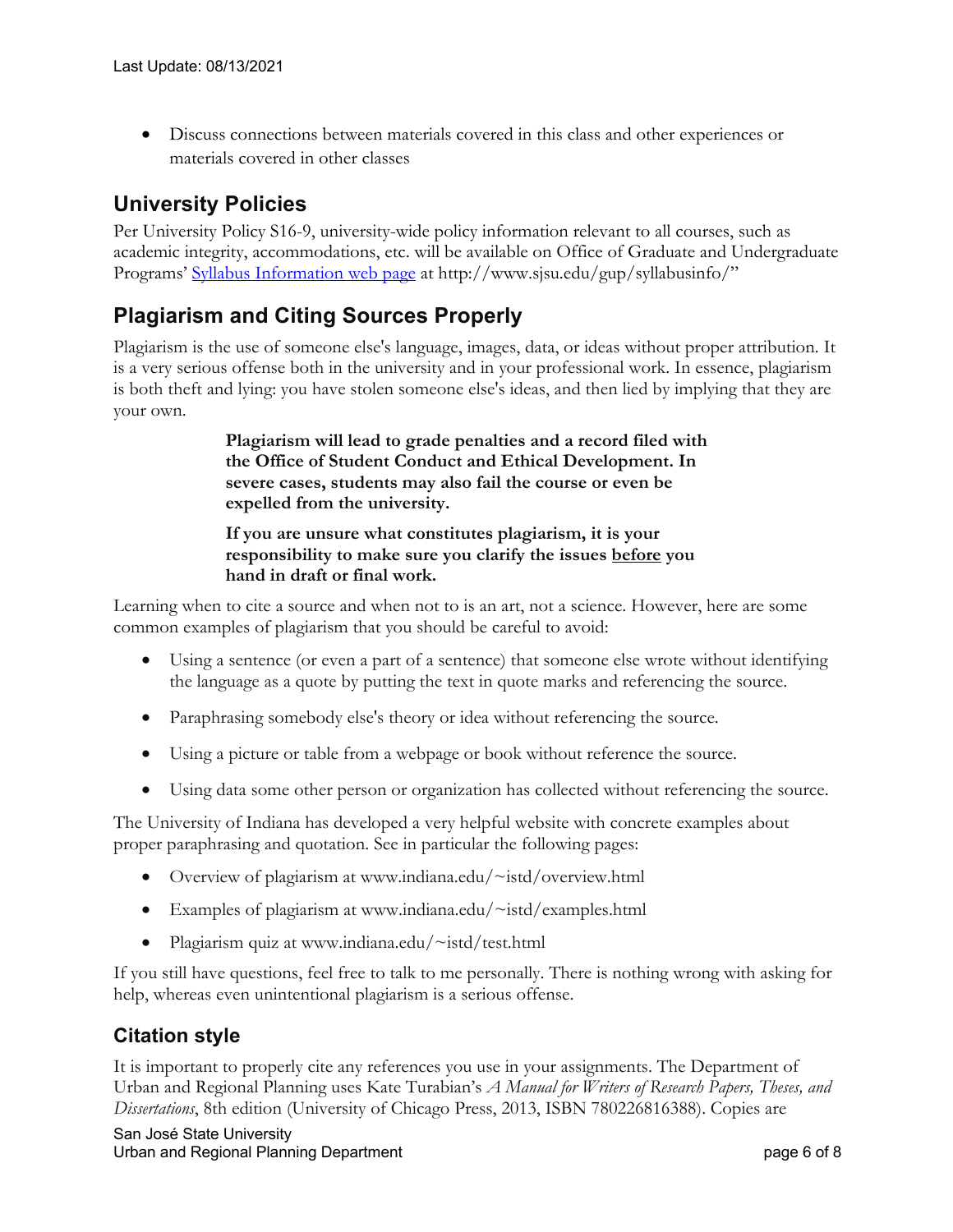- Discuss connections between materials covered in this class and other experiences or materials covered in other classes

## University Policies

Per University Policy S16-9, university-wide policy information relevant to all courses, such as academic integrity, accommodations, etc. will be available on Office of Graduate and Undergraduate Programs' [Syllabus Information web page](http://www.sjsu.edu/gup/syllabusinfo/) at http://www.sjsu.edu/gup/syllabusinfo/"

## Plagiarism and Citing Sources Properly

Plagiarism is the use of someone else's language, images, data, or ideas without proper attribution. It is a very serious offense both in the university and in your professional work. In essence, plagiarism is both theft and lying: you have stolen someone else's ideas, and then lied by implying that they are your own.

> **Plagiarism will lead to grade penalties and a record filed with the Office of Student Conduct and Ethical Development. In severe cases, students may also fail the course or even be expelled from the university.**
>
> **If you are unsure what constitutes plagiarism, it is your responsibility to make sure you clarify the issues <u>before</u> you hand in draft or final work.**

Learning when to cite a source and when not to is an art, not a science. However, here are some common examples of plagiarism that you should be careful to avoid:

- Using a sentence (or even a part of a sentence) that someone else wrote without identifying the language as a quote by putting the text in quote marks and referencing the source.
- Paraphrasing somebody else's theory or idea without referencing the source.
- Using a picture or table from a webpage or book without reference the source.
- Using data some other person or organization has collected without referencing the source.

The University of Indiana has developed a very helpful website with concrete examples about proper paraphrasing and quotation. See in particular the following pages:

- Overview of plagiarism at www.indiana.edu/~istd/overview.html
- Examples of plagiarism at www.indiana.edu/~istd/examples.html
- Plagiarism quiz at www.indiana.edu/~istd/test.html

If you still have questions, feel free to talk to me personally. There is nothing wrong with asking for help, whereas even unintentional plagiarism is a serious offense.

## Citation style

It is important to properly cite any references you use in your assignments. The Department of Urban and Regional Planning uses Kate Turabian's *A Manual for Writers of Research Papers, Theses, and Dissertations*, 8th edition (University of Chicago Press, 2013, ISBN 780226816388). Copies are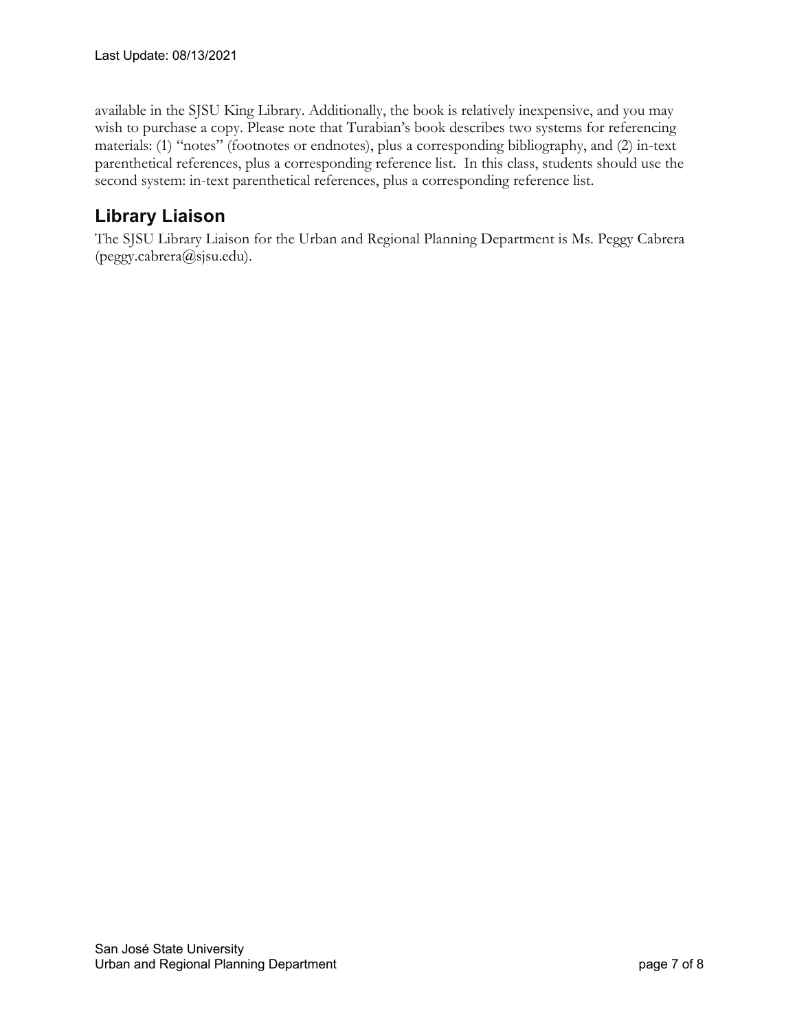available in the SJSU King Library. Additionally, the book is relatively inexpensive, and you may wish to purchase a copy. Please note that Turabian's book describes two systems for referencing materials: (1) "notes" (footnotes or endnotes), plus a corresponding bibliography, and (2) in-text parenthetical references, plus a corresponding reference list. In this class, students should use the second system: in-text parenthetical references, plus a corresponding reference list.

## Library Liaison

The SJSU Library Liaison for the Urban and Regional Planning Department is Ms. Peggy Cabrera (peggy.cabrera@sjsu.edu).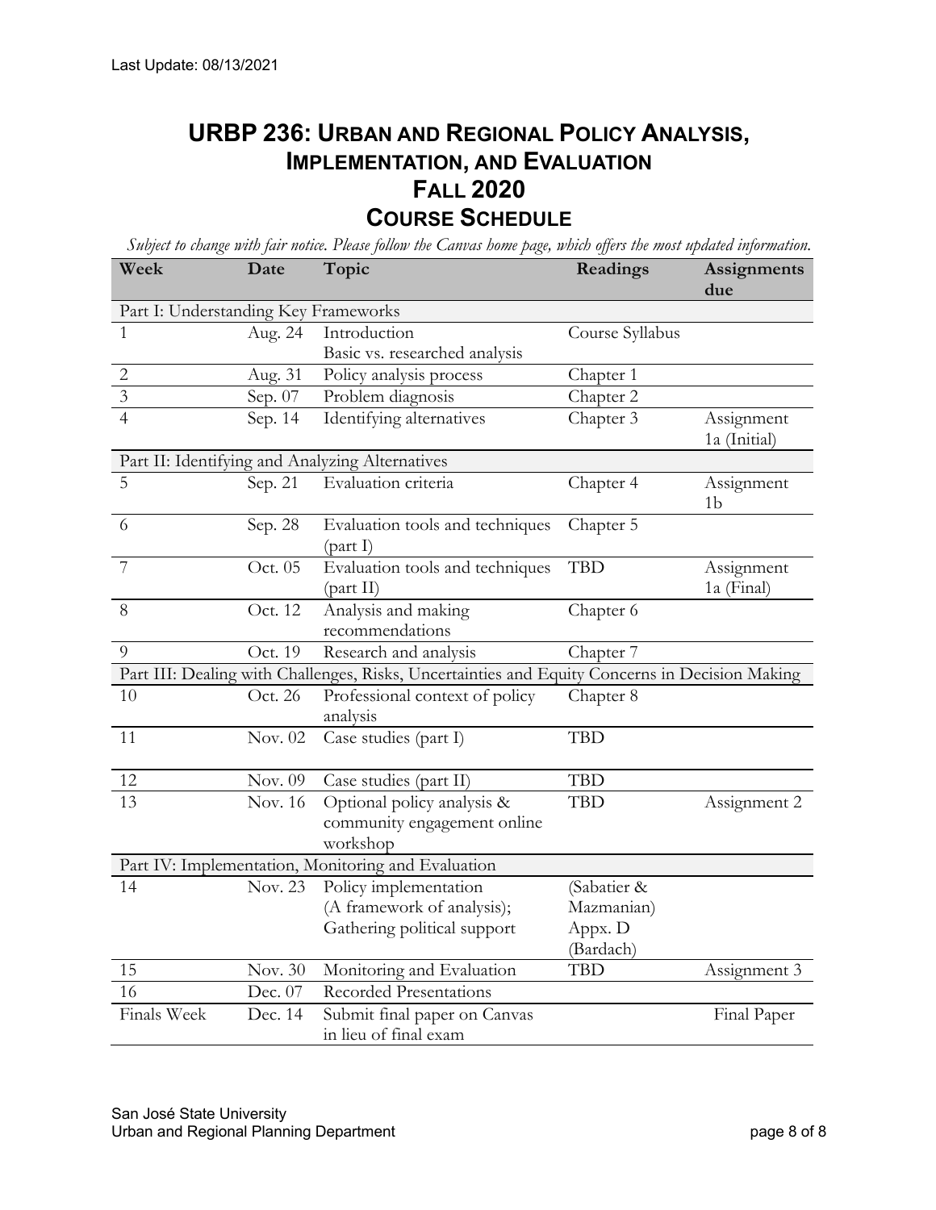Last Update: 08/13/2021

# URBP 236: Urban and Regional Policy Analysis, Implementation, and Evaluation
# Fall 2020
## Course Schedule

*Subject to change with fair notice. Please follow the Canvas home page, which offers the most updated information.*

| Week | Date | Topic | Readings | Assignments due |
|---|---|---|---|---|
| Part I: Understanding Key Frameworks | | | | |
| 1 | Aug. 24 | Introduction<br>Basic vs. researched analysis | Course Syllabus | |
| 2 | Aug. 31 | Policy analysis process | Chapter 1 | |
| 3 | Sep. 07 | Problem diagnosis | Chapter 2 | |
| 4 | Sep. 14 | Identifying alternatives | Chapter 3 | Assignment 1a (Initial) |
| Part II: Identifying and Analyzing Alternatives | | | | |
| 5 | Sep. 21 | Evaluation criteria | Chapter 4 | Assignment 1b |
| 6 | Sep. 28 | Evaluation tools and techniques (part I) | Chapter 5 | |
| 7 | Oct. 05 | Evaluation tools and techniques (part II) | TBD | Assignment 1a (Final) |
| 8 | Oct. 12 | Analysis and making recommendations | Chapter 6 | |
| 9 | Oct. 19 | Research and analysis | Chapter 7 | |
| Part III: Dealing with Challenges, Risks, Uncertainties and Equity Concerns in Decision Making | | | | |
| 10 | Oct. 26 | Professional context of policy analysis | Chapter 8 | |
| 11 | Nov. 02 | Case studies (part I) | TBD | |
| 12 | Nov. 09 | Case studies (part II) | TBD | |
| 13 | Nov. 16 | Optional policy analysis & community engagement online workshop | TBD | Assignment 2 |
| Part IV: Implementation, Monitoring and Evaluation | | | | |
| 14 | Nov. 23 | Policy implementation (A framework of analysis); Gathering political support | (Sabatier & Mazmanian) Appx. D (Bardach) | |
| 15 | Nov. 30 | Monitoring and Evaluation | TBD | Assignment 3 |
| 16 | Dec. 07 | Recorded Presentations | | |
| Finals Week | Dec. 14 | Submit final paper on Canvas in lieu of final exam | | Final Paper |

San José State University
Urban and Regional Planning Department